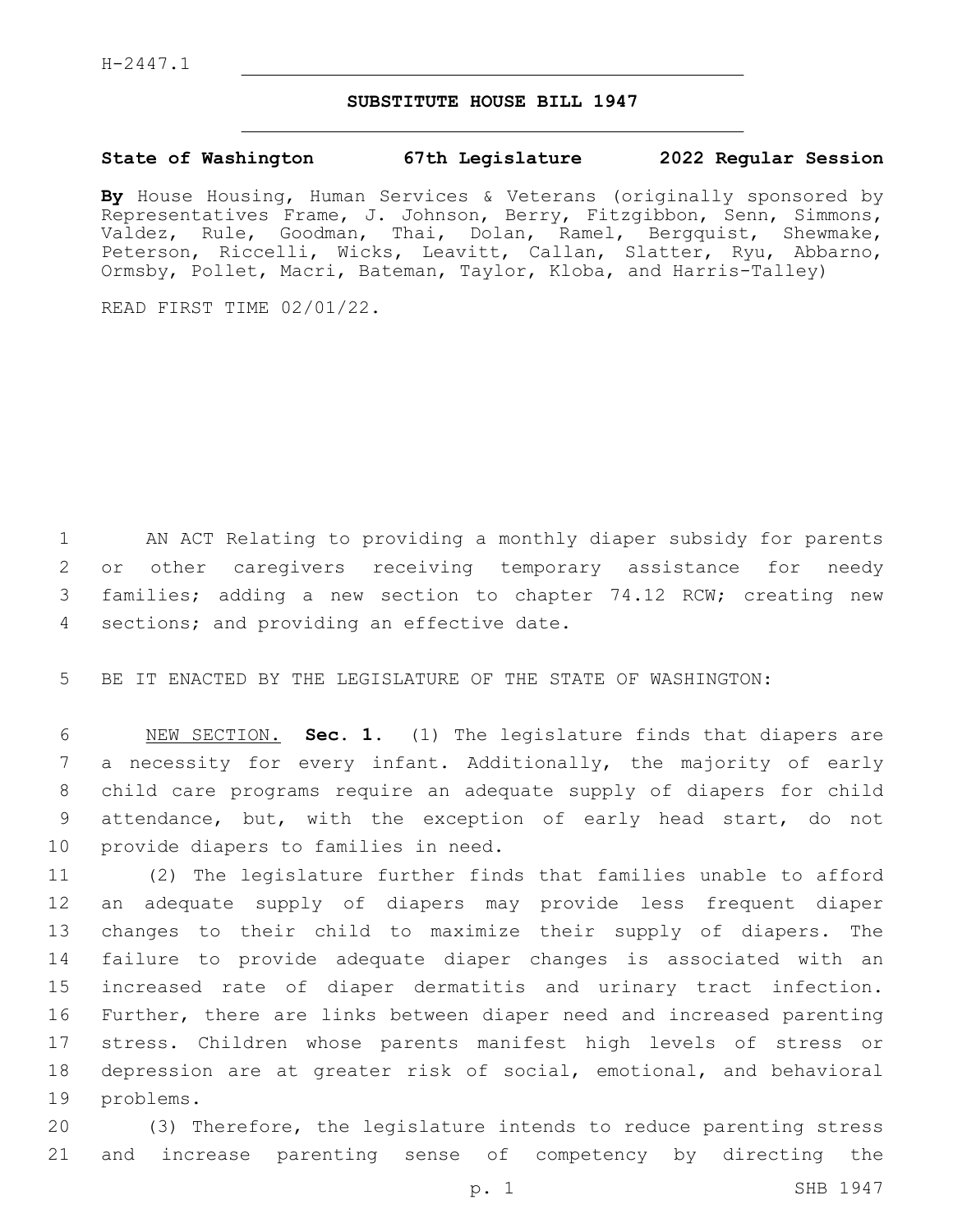H-2447.1

# SUBSTITUTE HOUSE BILL 1947

**State of Washington 67th Legislature 2022 Regular Session**

**By** House Housing, Human Services & Veterans (originally sponsored by Representatives Frame, J. Johnson, Berry, Fitzgibbon, Senn, Simmons, Valdez, Rule, Goodman, Thai, Dolan, Ramel, Bergquist, Shewmake, Peterson, Riccelli, Wicks, Leavitt, Callan, Slatter, Ryu, Abbarno, Ormsby, Pollet, Macri, Bateman, Taylor, Kloba, and Harris-Talley)

READ FIRST TIME 02/01/22.

AN ACT Relating to providing a monthly diaper subsidy for parents or other caregivers receiving temporary assistance for needy families; adding a new section to chapter 74.12 RCW; creating new sections; and providing an effective date.

BE IT ENACTED BY THE LEGISLATURE OF THE STATE OF WASHINGTON:

NEW SECTION. **Sec. 1.** (1) The legislature finds that diapers are a necessity for every infant. Additionally, the majority of early child care programs require an adequate supply of diapers for child attendance, but, with the exception of early head start, do not provide diapers to families in need.

(2) The legislature further finds that families unable to afford an adequate supply of diapers may provide less frequent diaper changes to their child to maximize their supply of diapers. The failure to provide adequate diaper changes is associated with an increased rate of diaper dermatitis and urinary tract infection. Further, there are links between diaper need and increased parenting stress. Children whose parents manifest high levels of stress or depression are at greater risk of social, emotional, and behavioral problems.

(3) Therefore, the legislature intends to reduce parenting stress and increase parenting sense of competency by directing the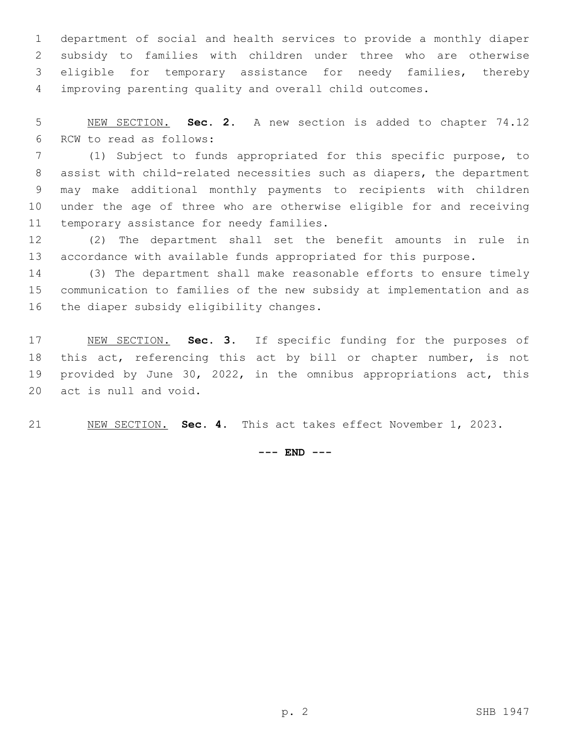department of social and health services to provide a monthly diaper subsidy to families with children under three who are otherwise eligible for temporary assistance for needy families, thereby improving parenting quality and overall child outcomes.

NEW SECTION. **Sec. 2.** A new section is added to chapter 74.12 RCW to read as follows:

(1) Subject to funds appropriated for this specific purpose, to assist with child-related necessities such as diapers, the department may make additional monthly payments to recipients with children under the age of three who are otherwise eligible for and receiving temporary assistance for needy families.

(2) The department shall set the benefit amounts in rule in accordance with available funds appropriated for this purpose.

(3) The department shall make reasonable efforts to ensure timely communication to families of the new subsidy at implementation and as the diaper subsidy eligibility changes.

NEW SECTION. **Sec. 3.** If specific funding for the purposes of this act, referencing this act by bill or chapter number, is not provided by June 30, 2022, in the omnibus appropriations act, this act is null and void.

NEW SECTION. **Sec. 4.** This act takes effect November 1, 2023.

**--- END ---**